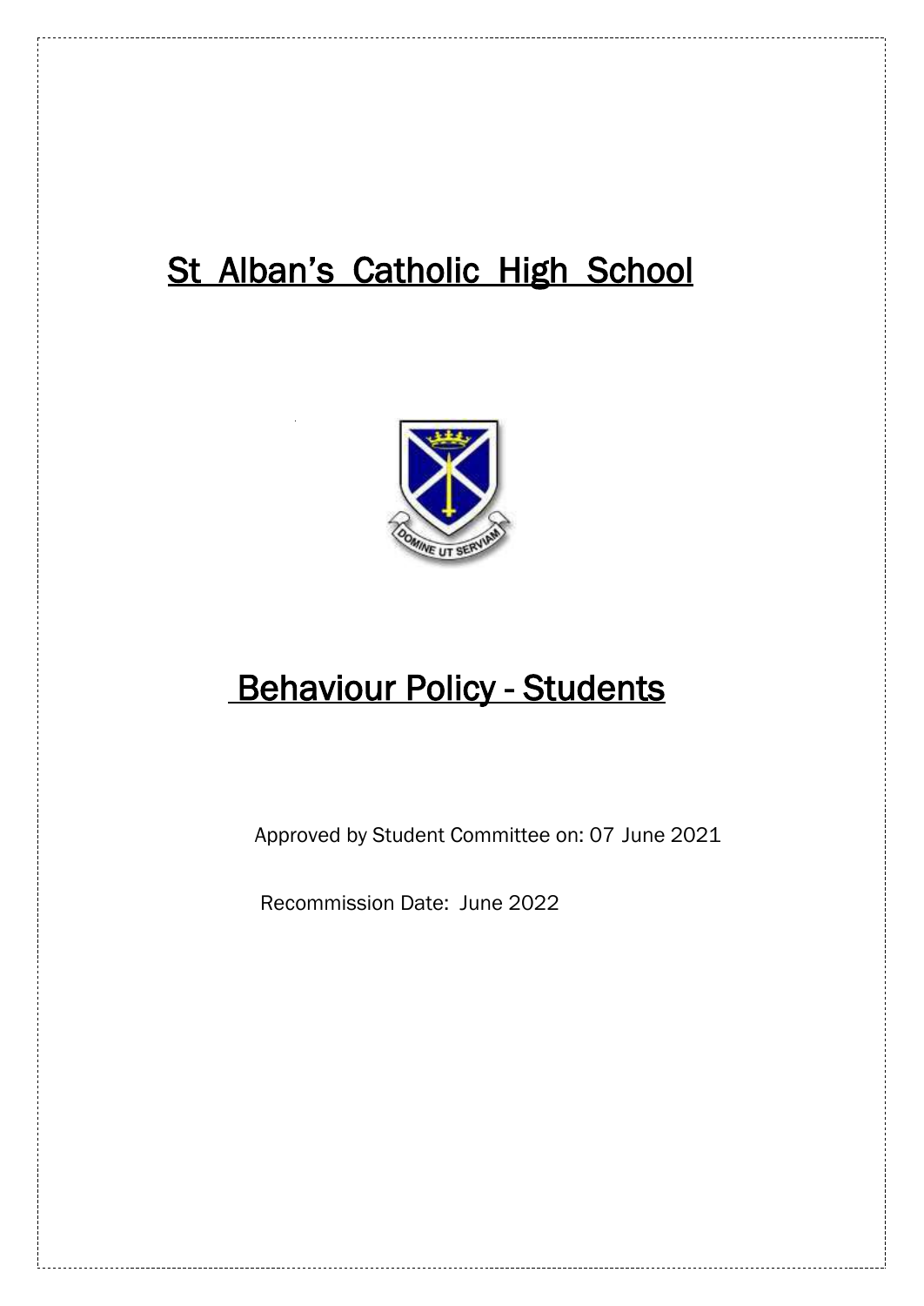# St Alban's Catholic High School

# Behaviour Policy - Students

Approved by Student Committee on: 07 June 2021

Recommission Date: June 2022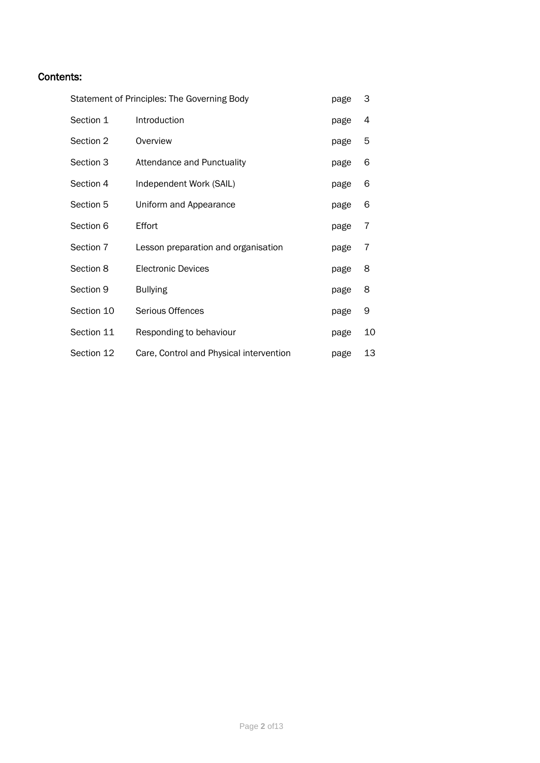## Contents:

| | | | |
|---|---|---|---|
| Statement of Principles: The Governing Body | | page | 3 |
| Section 1 | Introduction | page | 4 |
| Section 2 | Overview | page | 5 |
| Section 3 | Attendance and Punctuality | page | 6 |
| Section 4 | Independent Work (SAIL) | page | 6 |
| Section 5 | Uniform and Appearance | page | 6 |
| Section 6 | Effort | page | 7 |
| Section 7 | Lesson preparation and organisation | page | 7 |
| Section 8 | Electronic Devices | page | 8 |
| Section 9 | Bullying | page | 8 |
| Section 10 | Serious Offences | page | 9 |
| Section 11 | Responding to behaviour | page | 10 |
| Section 12 | Care, Control and Physical intervention | page | 13 |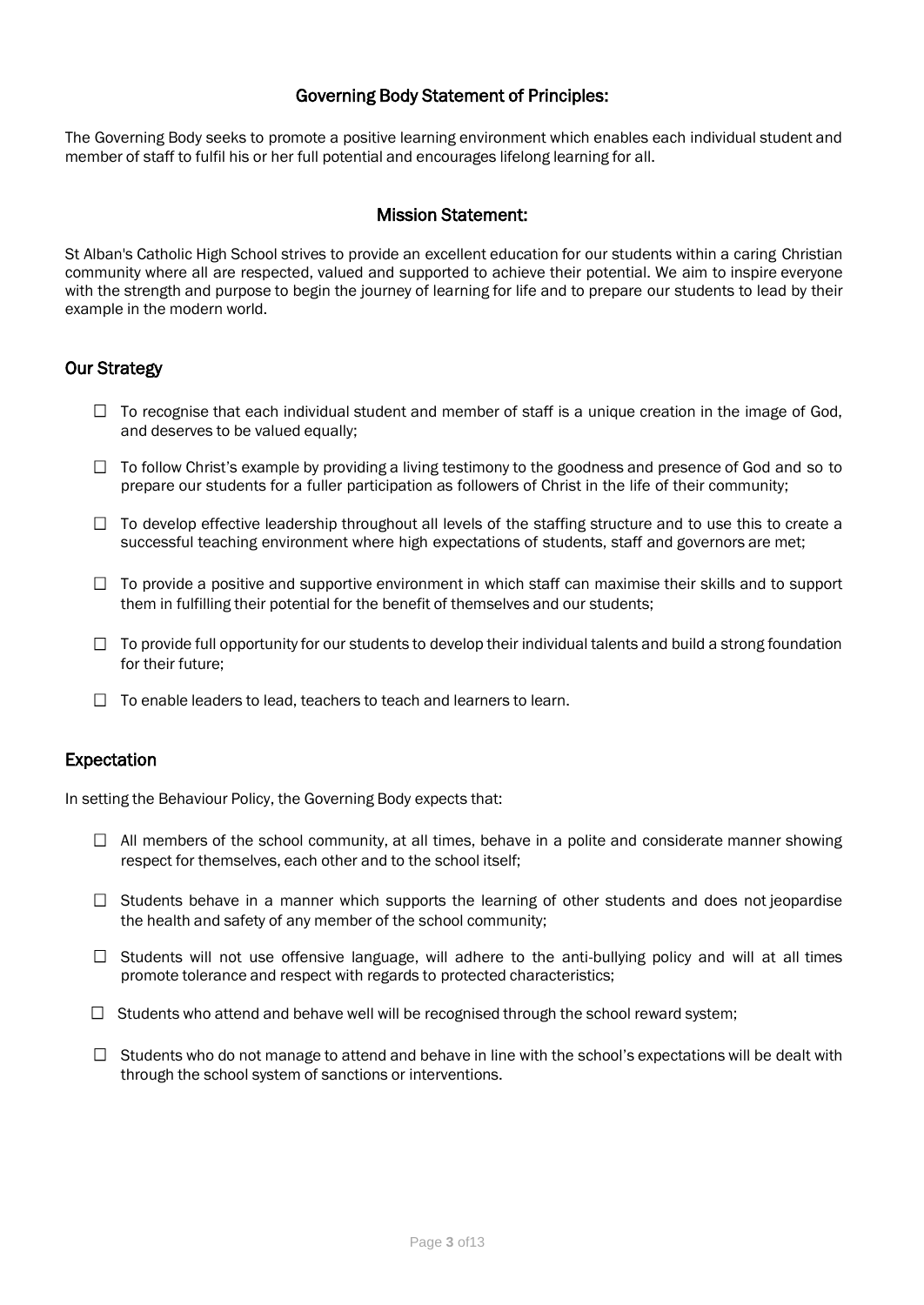## Governing Body Statement of Principles:

The Governing Body seeks to promote a positive learning environment which enables each individual student and member of staff to fulfil his or her full potential and encourages lifelong learning for all.

## Mission Statement:

St Alban's Catholic High School strives to provide an excellent education for our students within a caring Christian community where all are respected, valued and supported to achieve their potential. We aim to inspire everyone with the strength and purpose to begin the journey of learning for life and to prepare our students to lead by their example in the modern world.

## Our Strategy

- To recognise that each individual student and member of staff is a unique creation in the image of God, and deserves to be valued equally;
- To follow Christ's example by providing a living testimony to the goodness and presence of God and so to prepare our students for a fuller participation as followers of Christ in the life of their community;
- To develop effective leadership throughout all levels of the staffing structure and to use this to create a successful teaching environment where high expectations of students, staff and governors are met;
- To provide a positive and supportive environment in which staff can maximise their skills and to support them in fulfilling their potential for the benefit of themselves and our students;
- To provide full opportunity for our students to develop their individual talents and build a strong foundation for their future;
- To enable leaders to lead, teachers to teach and learners to learn.

## Expectation

In setting the Behaviour Policy, the Governing Body expects that:

- All members of the school community, at all times, behave in a polite and considerate manner showing respect for themselves, each other and to the school itself;
- Students behave in a manner which supports the learning of other students and does not jeopardise the health and safety of any member of the school community;
- Students will not use offensive language, will adhere to the anti-bullying policy and will at all times promote tolerance and respect with regards to protected characteristics;
- Students who attend and behave well will be recognised through the school reward system;
- Students who do not manage to attend and behave in line with the school's expectations will be dealt with through the school system of sanctions or interventions.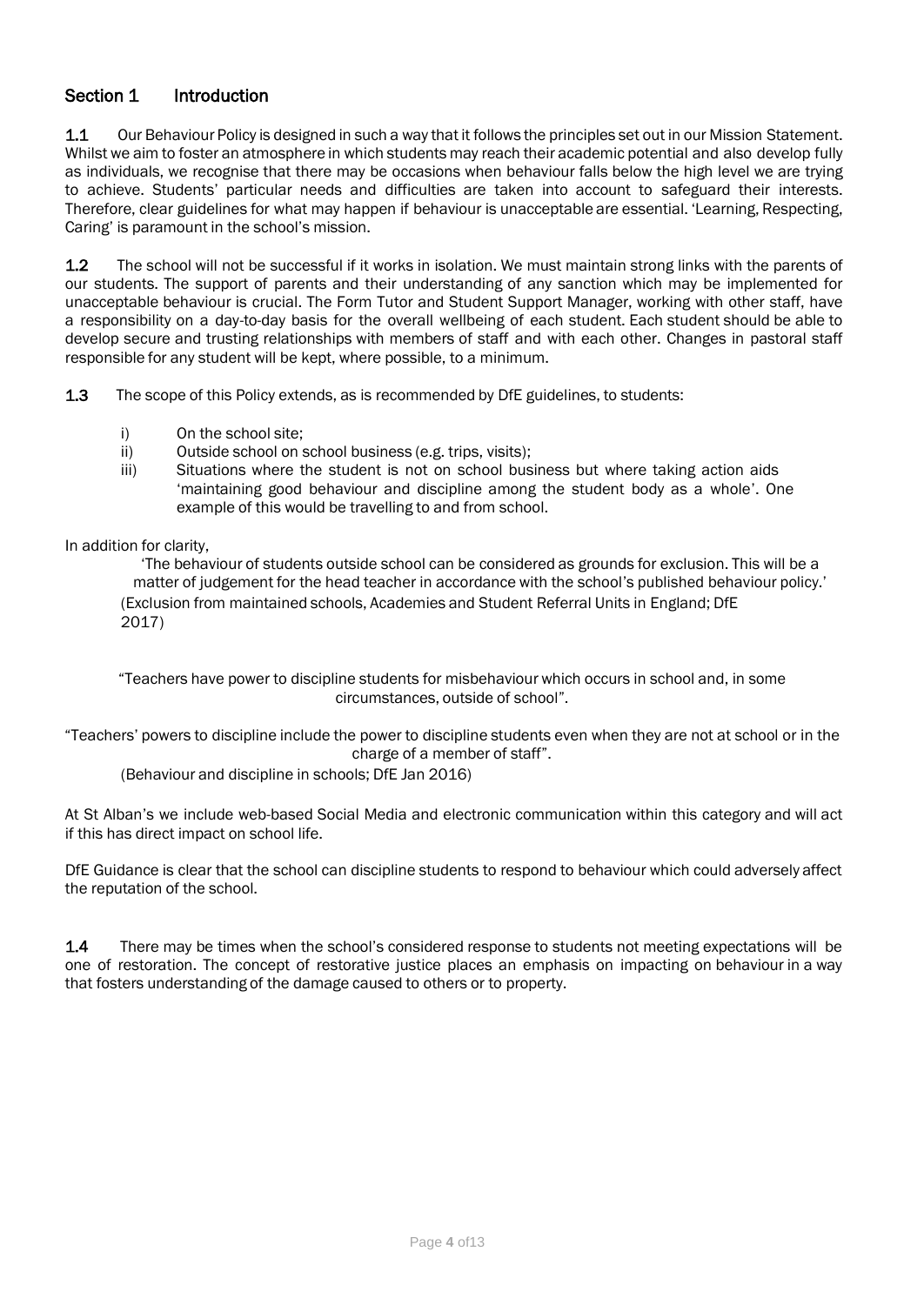## Section 1 Introduction

**1.1** Our Behaviour Policy is designed in such a way that it follows the principles set out in our Mission Statement. Whilst we aim to foster an atmosphere in which students may reach their academic potential and also develop fully as individuals, we recognise that there may be occasions when behaviour falls below the high level we are trying to achieve. Students' particular needs and difficulties are taken into account to safeguard their interests. Therefore, clear guidelines for what may happen if behaviour is unacceptable are essential. 'Learning, Respecting, Caring' is paramount in the school's mission.

**1.2** The school will not be successful if it works in isolation. We must maintain strong links with the parents of our students. The support of parents and their understanding of any sanction which may be implemented for unacceptable behaviour is crucial. The Form Tutor and Student Support Manager, working with other staff, have a responsibility on a day-to-day basis for the overall wellbeing of each student. Each student should be able to develop secure and trusting relationships with members of staff and with each other. Changes in pastoral staff responsible for any student will be kept, where possible, to a minimum.

**1.3** The scope of this Policy extends, as is recommended by DfE guidelines, to students:

i) On the school site;
ii) Outside school on school business (e.g. trips, visits);
iii) Situations where the student is not on school business but where taking action aids 'maintaining good behaviour and discipline among the student body as a whole'. One example of this would be travelling to and from school.

In addition for clarity,

> 'The behaviour of students outside school can be considered as grounds for exclusion. This will be a matter of judgement for the head teacher in accordance with the school's published behaviour policy.'
> (Exclusion from maintained schools, Academies and Student Referral Units in England; DfE 2017)

> "Teachers have power to discipline students for misbehaviour which occurs in school and, in some circumstances, outside of school".

> "Teachers' powers to discipline include the power to discipline students even when they are not at school or in the charge of a member of staff".
> (Behaviour and discipline in schools; DfE Jan 2016)

At St Alban's we include web-based Social Media and electronic communication within this category and will act if this has direct impact on school life.

DfE Guidance is clear that the school can discipline students to respond to behaviour which could adversely affect the reputation of the school.

**1.4** There may be times when the school's considered response to students not meeting expectations will be one of restoration. The concept of restorative justice places an emphasis on impacting on behaviour in a way that fosters understanding of the damage caused to others or to property.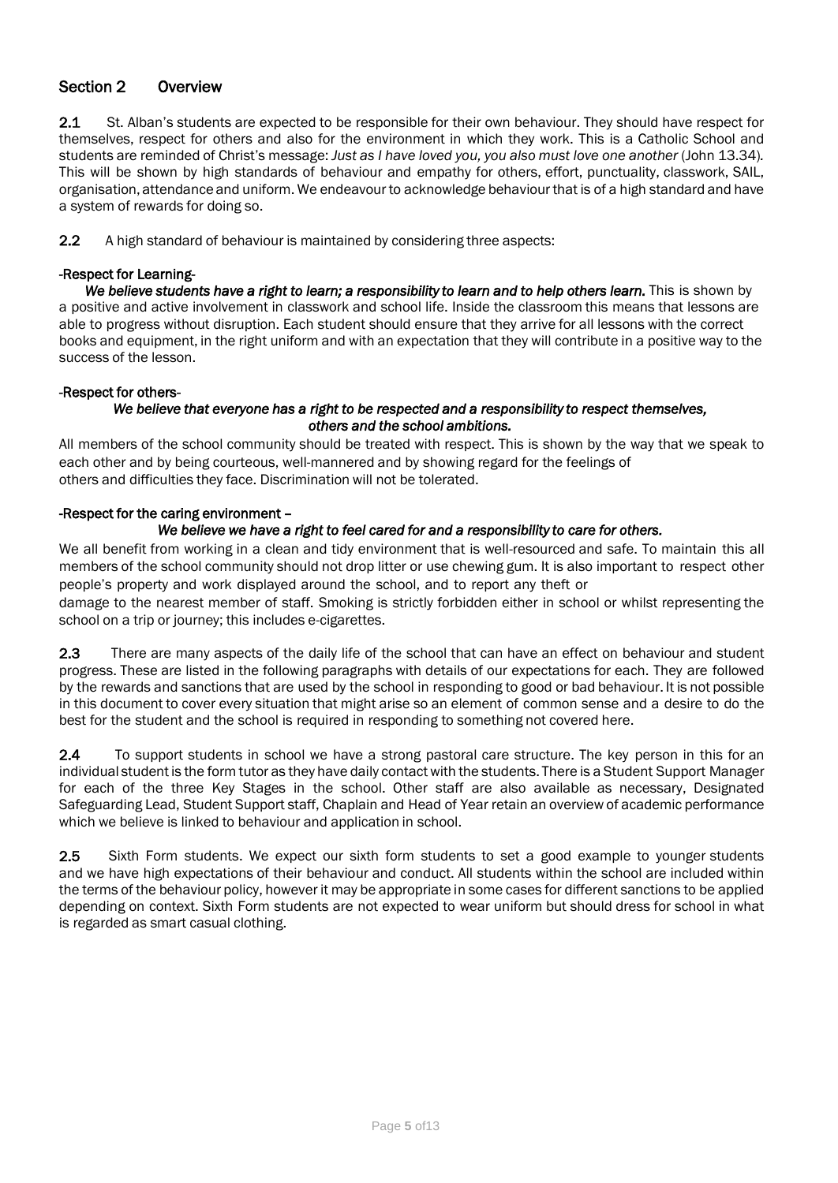## Section 2 Overview

**2.1** St. Alban's students are expected to be responsible for their own behaviour. They should have respect for themselves, respect for others and also for the environment in which they work. This is a Catholic School and students are reminded of Christ's message: *Just as I have loved you, you also must love one another* (John 13.34). This will be shown by high standards of behaviour and empathy for others, effort, punctuality, classwork, SAIL, organisation, attendance and uniform. We endeavour to acknowledge behaviour that is of a high standard and have a system of rewards for doing so.

**2.2** A high standard of behaviour is maintained by considering three aspects:

**-Respect for Learning-**

***We believe students have a right to learn; a responsibility to learn and to help others learn.*** This is shown by a positive and active involvement in classwork and school life. Inside the classroom this means that lessons are able to progress without disruption. Each student should ensure that they arrive for all lessons with the correct books and equipment, in the right uniform and with an expectation that they will contribute in a positive way to the success of the lesson.

**-Respect for others-**

***We believe that everyone has a right to be respected and a responsibility to respect themselves, others and the school ambitions.***

All members of the school community should be treated with respect. This is shown by the way that we speak to each other and by being courteous, well-mannered and by showing regard for the feelings of others and difficulties they face. Discrimination will not be tolerated.

**-Respect for the caring environment –**

***We believe we have a right to feel cared for and a responsibility to care for others.***

We all benefit from working in a clean and tidy environment that is well-resourced and safe. To maintain this all members of the school community should not drop litter or use chewing gum. It is also important to respect other people's property and work displayed around the school, and to report any theft or damage to the nearest member of staff. Smoking is strictly forbidden either in school or whilst representing the school on a trip or journey; this includes e-cigarettes.

**2.3** There are many aspects of the daily life of the school that can have an effect on behaviour and student progress. These are listed in the following paragraphs with details of our expectations for each. They are followed by the rewards and sanctions that are used by the school in responding to good or bad behaviour. It is not possible in this document to cover every situation that might arise so an element of common sense and a desire to do the best for the student and the school is required in responding to something not covered here.

**2.4** To support students in school we have a strong pastoral care structure. The key person in this for an individual student is the form tutor as they have daily contact with the students. There is a Student Support Manager for each of the three Key Stages in the school. Other staff are also available as necessary, Designated Safeguarding Lead, Student Support staff, Chaplain and Head of Year retain an overview of academic performance which we believe is linked to behaviour and application in school.

**2.5** Sixth Form students. We expect our sixth form students to set a good example to younger students and we have high expectations of their behaviour and conduct. All students within the school are included within the terms of the behaviour policy, however it may be appropriate in some cases for different sanctions to be applied depending on context. Sixth Form students are not expected to wear uniform but should dress for school in what is regarded as smart casual clothing.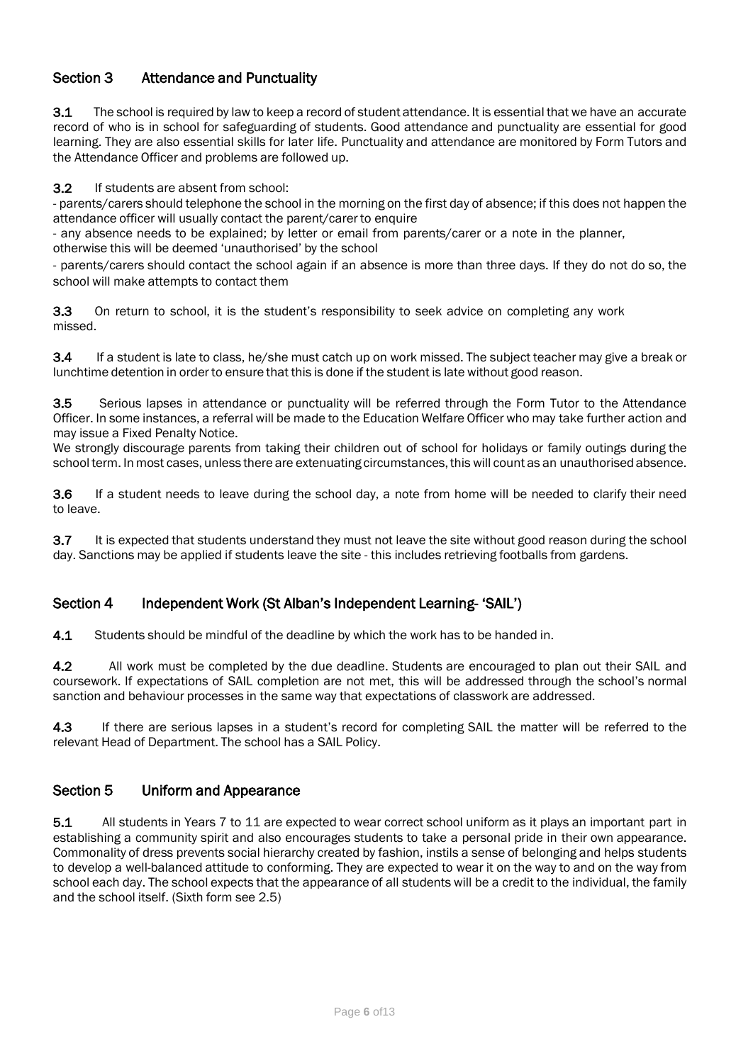## Section 3 Attendance and Punctuality

**3.1** The school is required by law to keep a record of student attendance. It is essential that we have an accurate record of who is in school for safeguarding of students. Good attendance and punctuality are essential for good learning. They are also essential skills for later life. Punctuality and attendance are monitored by Form Tutors and the Attendance Officer and problems are followed up.

**3.2** If students are absent from school:

- parents/carers should telephone the school in the morning on the first day of absence; if this does not happen the attendance officer will usually contact the parent/carer to enquire
- any absence needs to be explained; by letter or email from parents/carer or a note in the planner, otherwise this will be deemed 'unauthorised' by the school
- parents/carers should contact the school again if an absence is more than three days. If they do not do so, the school will make attempts to contact them

**3.3** On return to school, it is the student's responsibility to seek advice on completing any work missed.

**3.4** If a student is late to class, he/she must catch up on work missed. The subject teacher may give a break or lunchtime detention in order to ensure that this is done if the student is late without good reason.

**3.5** Serious lapses in attendance or punctuality will be referred through the Form Tutor to the Attendance Officer. In some instances, a referral will be made to the Education Welfare Officer who may take further action and may issue a Fixed Penalty Notice.

We strongly discourage parents from taking their children out of school for holidays or family outings during the school term. In most cases, unless there are extenuating circumstances, this will count as an unauthorised absence.

**3.6** If a student needs to leave during the school day, a note from home will be needed to clarify their need to leave.

**3.7** It is expected that students understand they must not leave the site without good reason during the school day. Sanctions may be applied if students leave the site - this includes retrieving footballs from gardens.

## Section 4 Independent Work (St Alban's Independent Learning- 'SAIL')

**4.1** Students should be mindful of the deadline by which the work has to be handed in.

**4.2** All work must be completed by the due deadline. Students are encouraged to plan out their SAIL and coursework. If expectations of SAIL completion are not met, this will be addressed through the school's normal sanction and behaviour processes in the same way that expectations of classwork are addressed.

**4.3** If there are serious lapses in a student's record for completing SAIL the matter will be referred to the relevant Head of Department. The school has a SAIL Policy.

## Section 5 Uniform and Appearance

**5.1** All students in Years 7 to 11 are expected to wear correct school uniform as it plays an important part in establishing a community spirit and also encourages students to take a personal pride in their own appearance. Commonality of dress prevents social hierarchy created by fashion, instils a sense of belonging and helps students to develop a well-balanced attitude to conforming. They are expected to wear it on the way to and on the way from school each day. The school expects that the appearance of all students will be a credit to the individual, the family and the school itself. (Sixth form see 2.5)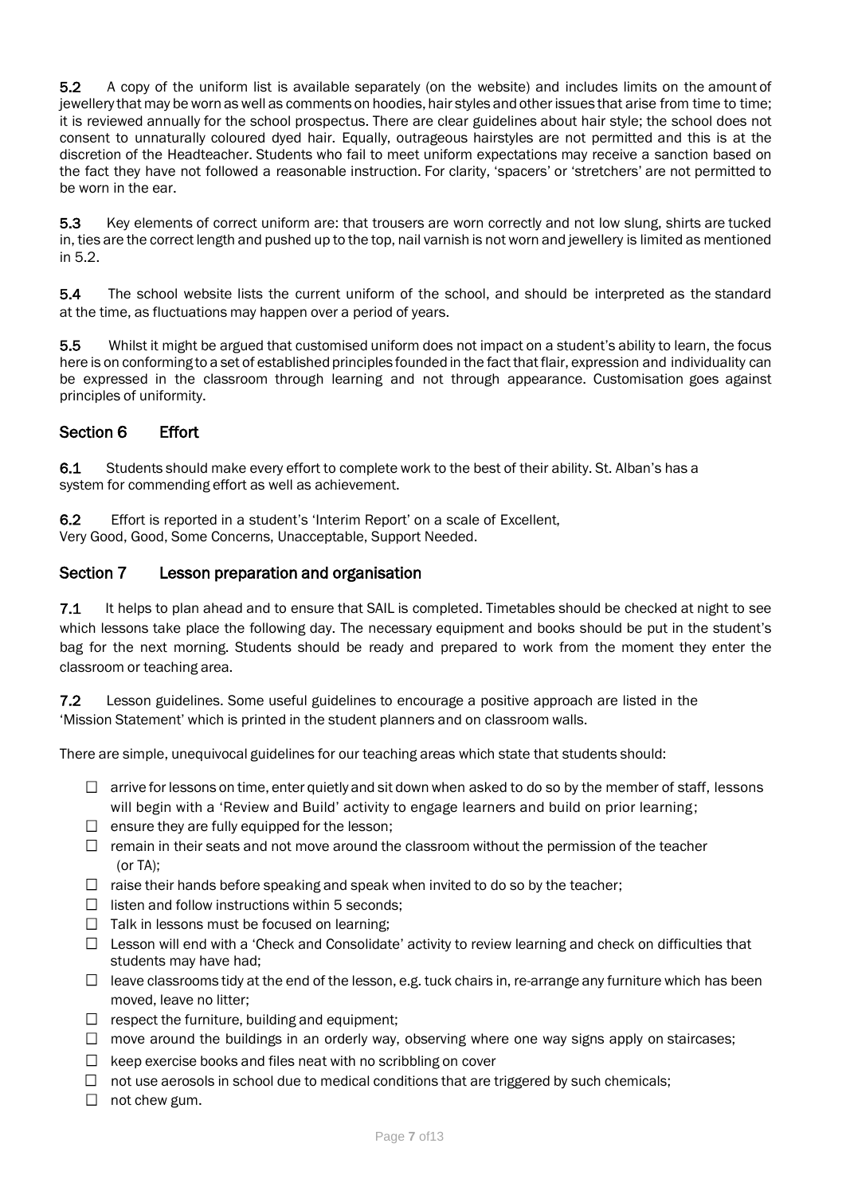**5.2** A copy of the uniform list is available separately (on the website) and includes limits on the amount of jewellery that may be worn as well as comments on hoodies, hair styles and other issues that arise from time to time; it is reviewed annually for the school prospectus. There are clear guidelines about hair style; the school does not consent to unnaturally coloured dyed hair. Equally, outrageous hairstyles are not permitted and this is at the discretion of the Headteacher. Students who fail to meet uniform expectations may receive a sanction based on the fact they have not followed a reasonable instruction. For clarity, 'spacers' or 'stretchers' are not permitted to be worn in the ear.

**5.3** Key elements of correct uniform are: that trousers are worn correctly and not low slung, shirts are tucked in, ties are the correct length and pushed up to the top, nail varnish is not worn and jewellery is limited as mentioned in 5.2.

**5.4** The school website lists the current uniform of the school, and should be interpreted as the standard at the time, as fluctuations may happen over a period of years.

**5.5** Whilst it might be argued that customised uniform does not impact on a student's ability to learn, the focus here is on conforming to a set of established principles founded in the fact that flair, expression and individuality can be expressed in the classroom through learning and not through appearance. Customisation goes against principles of uniformity.

## Section 6 Effort

**6.1** Students should make every effort to complete work to the best of their ability. St. Alban's has a system for commending effort as well as achievement.

**6.2** Effort is reported in a student's 'Interim Report' on a scale of Excellent, Very Good, Good, Some Concerns, Unacceptable, Support Needed.

## Section 7 Lesson preparation and organisation

**7.1** It helps to plan ahead and to ensure that SAIL is completed. Timetables should be checked at night to see which lessons take place the following day. The necessary equipment and books should be put in the student's bag for the next morning. Students should be ready and prepared to work from the moment they enter the classroom or teaching area.

**7.2** Lesson guidelines. Some useful guidelines to encourage a positive approach are listed in the 'Mission Statement' which is printed in the student planners and on classroom walls.

There are simple, unequivocal guidelines for our teaching areas which state that students should:

- arrive for lessons on time, enter quietly and sit down when asked to do so by the member of staff, lessons will begin with a 'Review and Build' activity to engage learners and build on prior learning;
- ensure they are fully equipped for the lesson;
- remain in their seats and not move around the classroom without the permission of the teacher (or TA);
- raise their hands before speaking and speak when invited to do so by the teacher;
- listen and follow instructions within 5 seconds;
- Talk in lessons must be focused on learning;
- Lesson will end with a 'Check and Consolidate' activity to review learning and check on difficulties that students may have had;
- leave classrooms tidy at the end of the lesson, e.g. tuck chairs in, re-arrange any furniture which has been moved, leave no litter;
- respect the furniture, building and equipment;
- move around the buildings in an orderly way, observing where one way signs apply on staircases;
- keep exercise books and files neat with no scribbling on cover
- not use aerosols in school due to medical conditions that are triggered by such chemicals;
- not chew gum.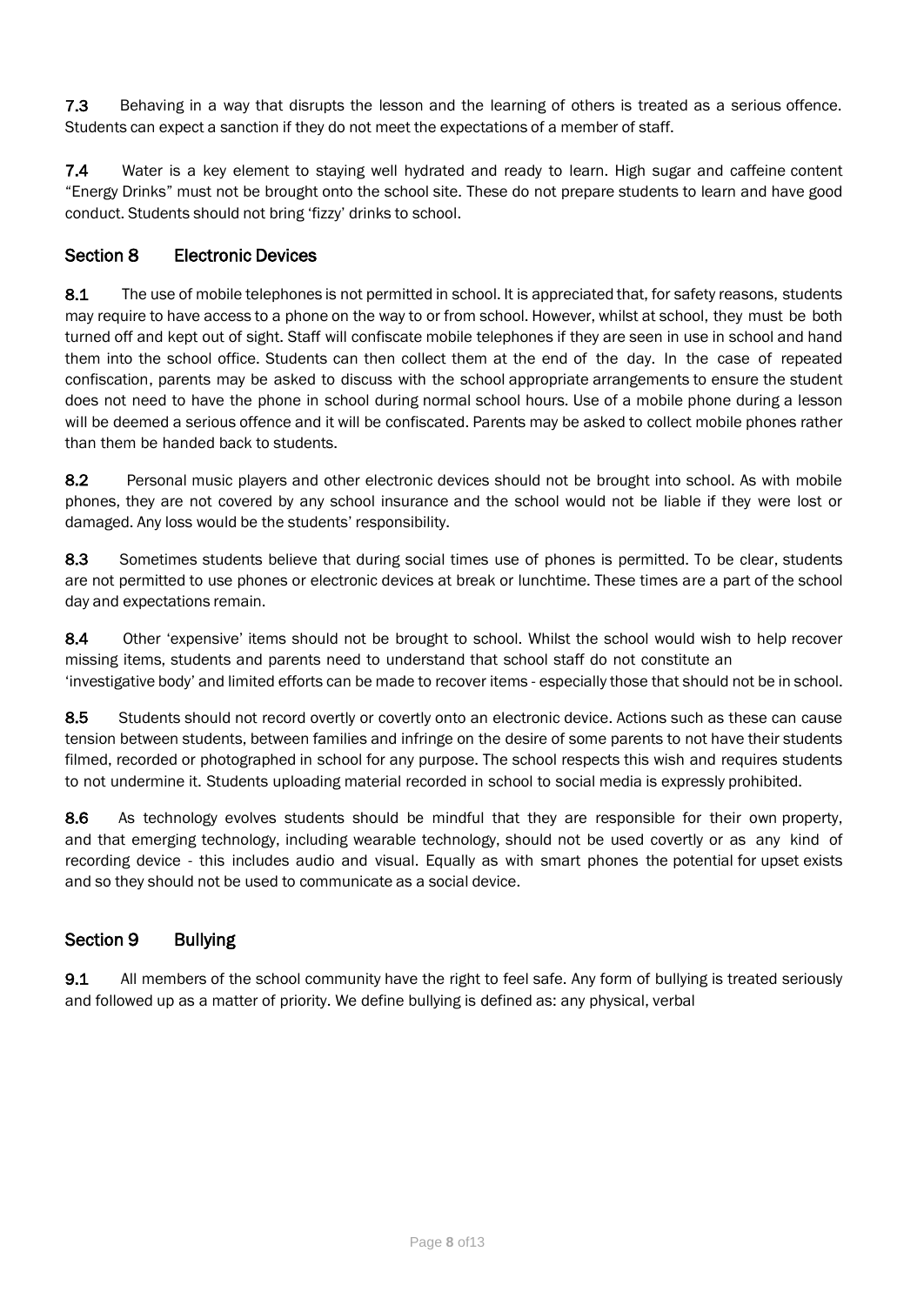**7.3** Behaving in a way that disrupts the lesson and the learning of others is treated as a serious offence. Students can expect a sanction if they do not meet the expectations of a member of staff.

**7.4** Water is a key element to staying well hydrated and ready to learn. High sugar and caffeine content "Energy Drinks" must not be brought onto the school site. These do not prepare students to learn and have good conduct. Students should not bring 'fizzy' drinks to school.

## Section 8 Electronic Devices

**8.1** The use of mobile telephones is not permitted in school. It is appreciated that, for safety reasons, students may require to have access to a phone on the way to or from school. However, whilst at school, they must be both turned off and kept out of sight. Staff will confiscate mobile telephones if they are seen in use in school and hand them into the school office. Students can then collect them at the end of the day. In the case of repeated confiscation, parents may be asked to discuss with the school appropriate arrangements to ensure the student does not need to have the phone in school during normal school hours. Use of a mobile phone during a lesson will be deemed a serious offence and it will be confiscated. Parents may be asked to collect mobile phones rather than them be handed back to students.

**8.2** Personal music players and other electronic devices should not be brought into school. As with mobile phones, they are not covered by any school insurance and the school would not be liable if they were lost or damaged. Any loss would be the students' responsibility.

**8.3** Sometimes students believe that during social times use of phones is permitted. To be clear, students are not permitted to use phones or electronic devices at break or lunchtime. These times are a part of the school day and expectations remain.

**8.4** Other 'expensive' items should not be brought to school. Whilst the school would wish to help recover missing items, students and parents need to understand that school staff do not constitute an 'investigative body' and limited efforts can be made to recover items - especially those that should not be in school.

**8.5** Students should not record overtly or covertly onto an electronic device. Actions such as these can cause tension between students, between families and infringe on the desire of some parents to not have their students filmed, recorded or photographed in school for any purpose. The school respects this wish and requires students to not undermine it. Students uploading material recorded in school to social media is expressly prohibited.

**8.6** As technology evolves students should be mindful that they are responsible for their own property, and that emerging technology, including wearable technology, should not be used covertly or as any kind of recording device - this includes audio and visual. Equally as with smart phones the potential for upset exists and so they should not be used to communicate as a social device.

## Section 9 Bullying

**9.1** All members of the school community have the right to feel safe. Any form of bullying is treated seriously and followed up as a matter of priority. We define bullying is defined as: any physical, verbal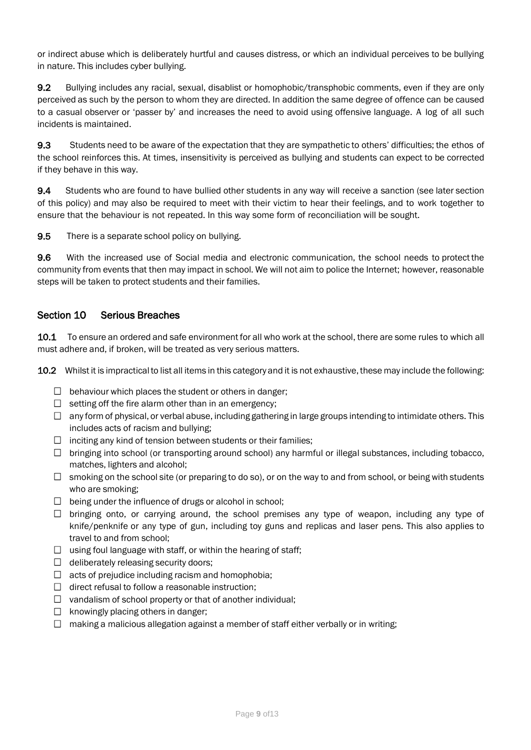or indirect abuse which is deliberately hurtful and causes distress, or which an individual perceives to be bullying in nature. This includes cyber bullying.

**9.2** Bullying includes any racial, sexual, disablist or homophobic/transphobic comments, even if they are only perceived as such by the person to whom they are directed. In addition the same degree of offence can be caused to a casual observer or 'passer by' and increases the need to avoid using offensive language. A log of all such incidents is maintained.

**9.3** Students need to be aware of the expectation that they are sympathetic to others' difficulties; the ethos of the school reinforces this. At times, insensitivity is perceived as bullying and students can expect to be corrected if they behave in this way.

**9.4** Students who are found to have bullied other students in any way will receive a sanction (see later section of this policy) and may also be required to meet with their victim to hear their feelings, and to work together to ensure that the behaviour is not repeated. In this way some form of reconciliation will be sought.

**9.5** There is a separate school policy on bullying.

**9.6** With the increased use of Social media and electronic communication, the school needs to protect the community from events that then may impact in school. We will not aim to police the Internet; however, reasonable steps will be taken to protect students and their families.

## Section 10 Serious Breaches

**10.1** To ensure an ordered and safe environment for all who work at the school, there are some rules to which all must adhere and, if broken, will be treated as very serious matters.

**10.2** Whilst it is impractical to list all items in this category and it is not exhaustive, these may include the following:

- behaviour which places the student or others in danger;
- setting off the fire alarm other than in an emergency;
- any form of physical, or verbal abuse, including gathering in large groups intending to intimidate others. This includes acts of racism and bullying;
- inciting any kind of tension between students or their families;
- bringing into school (or transporting around school) any harmful or illegal substances, including tobacco, matches, lighters and alcohol;
- smoking on the school site (or preparing to do so), or on the way to and from school, or being with students who are smoking;
- being under the influence of drugs or alcohol in school;
- bringing onto, or carrying around, the school premises any type of weapon, including any type of knife/penknife or any type of gun, including toy guns and replicas and laser pens. This also applies to travel to and from school;
- using foul language with staff, or within the hearing of staff;
- deliberately releasing security doors;
- acts of prejudice including racism and homophobia;
- direct refusal to follow a reasonable instruction;
- vandalism of school property or that of another individual;
- knowingly placing others in danger;
- making a malicious allegation against a member of staff either verbally or in writing;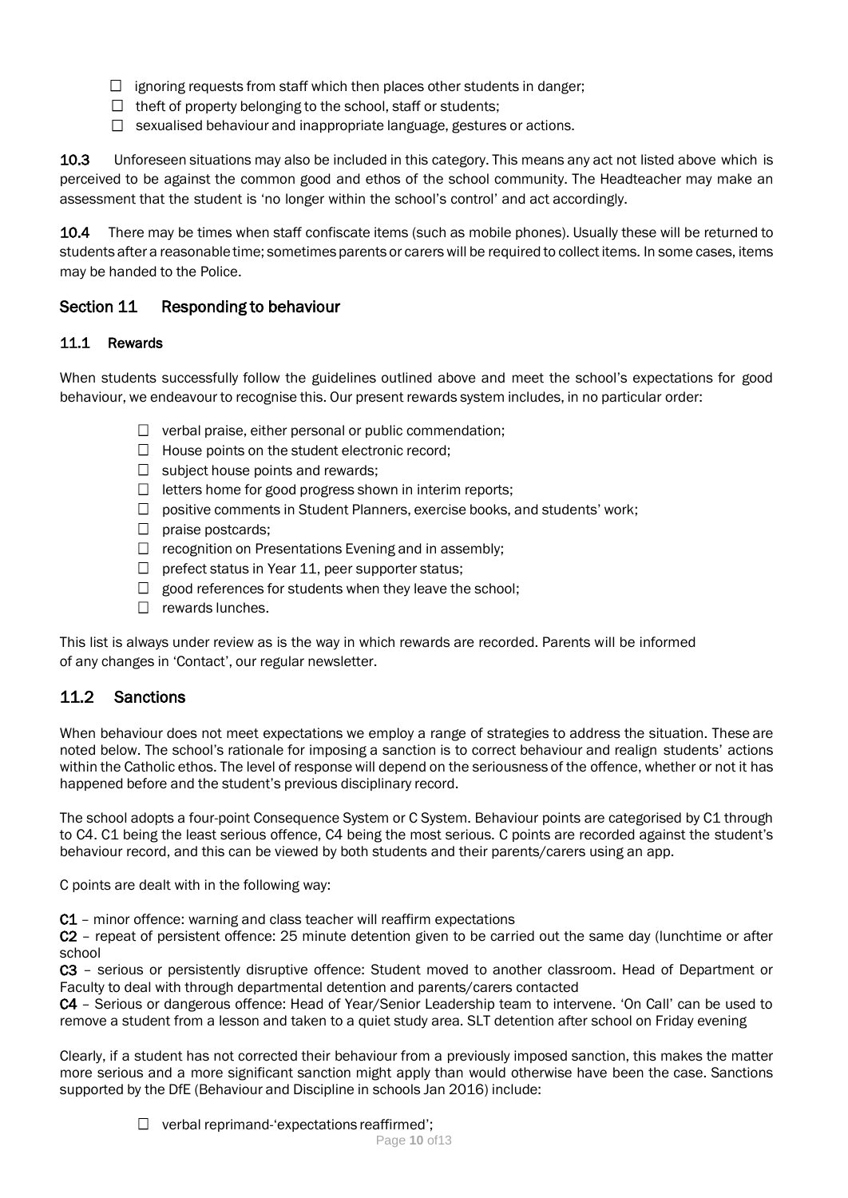- ignoring requests from staff which then places other students in danger;
- theft of property belonging to the school, staff or students;
- sexualised behaviour and inappropriate language, gestures or actions.

**10.3** Unforeseen situations may also be included in this category. This means any act not listed above which is perceived to be against the common good and ethos of the school community. The Headteacher may make an assessment that the student is 'no longer within the school's control' and act accordingly.

**10.4** There may be times when staff confiscate items (such as mobile phones). Usually these will be returned to students after a reasonable time; sometimes parents or carers will be required to collect items. In some cases, items may be handed to the Police.

## Section 11 Responding to behaviour

### 11.1 Rewards

When students successfully follow the guidelines outlined above and meet the school's expectations for good behaviour, we endeavour to recognise this. Our present rewards system includes, in no particular order:

- verbal praise, either personal or public commendation;
- House points on the student electronic record;
- subject house points and rewards;
- letters home for good progress shown in interim reports;
- positive comments in Student Planners, exercise books, and students' work;
- praise postcards;
- recognition on Presentations Evening and in assembly;
- prefect status in Year 11, peer supporter status;
- good references for students when they leave the school;
- rewards lunches.

This list is always under review as is the way in which rewards are recorded. Parents will be informed of any changes in 'Contact', our regular newsletter.

## 11.2 Sanctions

When behaviour does not meet expectations we employ a range of strategies to address the situation. These are noted below. The school's rationale for imposing a sanction is to correct behaviour and realign students' actions within the Catholic ethos. The level of response will depend on the seriousness of the offence, whether or not it has happened before and the student's previous disciplinary record.

The school adopts a four-point Consequence System or C System. Behaviour points are categorised by C1 through to C4. C1 being the least serious offence, C4 being the most serious. C points are recorded against the student's behaviour record, and this can be viewed by both students and their parents/carers using an app.

C points are dealt with in the following way:

**C1** – minor offence: warning and class teacher will reaffirm expectations
**C2** – repeat of persistent offence: 25 minute detention given to be carried out the same day (lunchtime or after school
**C3** – serious or persistently disruptive offence: Student moved to another classroom. Head of Department or Faculty to deal with through departmental detention and parents/carers contacted
**C4** – Serious or dangerous offence: Head of Year/Senior Leadership team to intervene. 'On Call' can be used to remove a student from a lesson and taken to a quiet study area. SLT detention after school on Friday evening

Clearly, if a student has not corrected their behaviour from a previously imposed sanction, this makes the matter more serious and a more significant sanction might apply than would otherwise have been the case. Sanctions supported by the DfE (Behaviour and Discipline in schools Jan 2016) include:

- verbal reprimand-'expectations reaffirmed';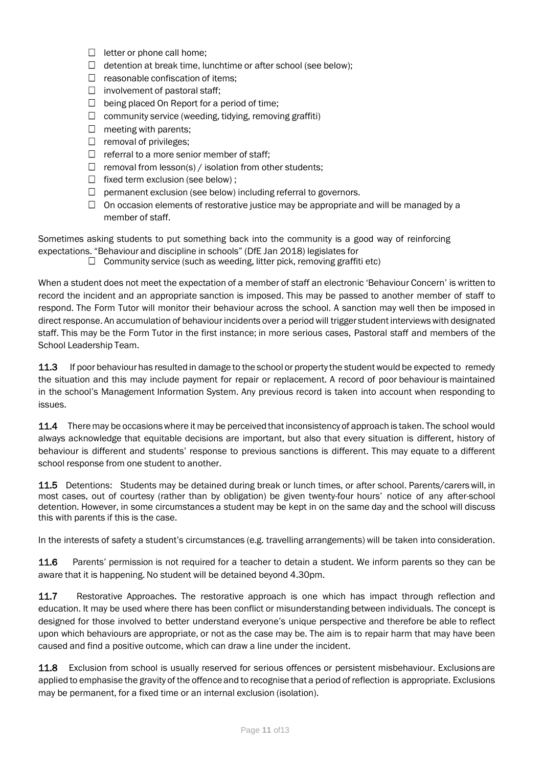- letter or phone call home;
- detention at break time, lunchtime or after school (see below);
- reasonable confiscation of items;
- involvement of pastoral staff;
- being placed On Report for a period of time;
- community service (weeding, tidying, removing graffiti)
- meeting with parents;
- removal of privileges;
- referral to a more senior member of staff;
- removal from lesson(s) / isolation from other students;
- fixed term exclusion (see below) ;
- permanent exclusion (see below) including referral to governors.
- On occasion elements of restorative justice may be appropriate and will be managed by a member of staff.

Sometimes asking students to put something back into the community is a good way of reinforcing expectations. "Behaviour and discipline in schools" (DfE Jan 2018) legislates for

- Community service (such as weeding, litter pick, removing graffiti etc)

When a student does not meet the expectation of a member of staff an electronic 'Behaviour Concern' is written to record the incident and an appropriate sanction is imposed. This may be passed to another member of staff to respond. The Form Tutor will monitor their behaviour across the school. A sanction may well then be imposed in direct response. An accumulation of behaviour incidents over a period will trigger student interviews with designated staff. This may be the Form Tutor in the first instance; in more serious cases, Pastoral staff and members of the School Leadership Team.

**11.3** If poor behaviour has resulted in damage to the school or property the student would be expected to remedy the situation and this may include payment for repair or replacement. A record of poor behaviour is maintained in the school's Management Information System. Any previous record is taken into account when responding to issues.

**11.4** There may be occasions where it may be perceived that inconsistency of approach is taken. The school would always acknowledge that equitable decisions are important, but also that every situation is different, history of behaviour is different and students' response to previous sanctions is different. This may equate to a different school response from one student to another.

**11.5** Detentions: Students may be detained during break or lunch times, or after school. Parents/carers will, in most cases, out of courtesy (rather than by obligation) be given twenty-four hours' notice of any after-school detention. However, in some circumstances a student may be kept in on the same day and the school will discuss this with parents if this is the case.

In the interests of safety a student's circumstances (e.g. travelling arrangements) will be taken into consideration.

**11.6** Parents' permission is not required for a teacher to detain a student. We inform parents so they can be aware that it is happening. No student will be detained beyond 4.30pm.

**11.7** Restorative Approaches. The restorative approach is one which has impact through reflection and education. It may be used where there has been conflict or misunderstanding between individuals. The concept is designed for those involved to better understand everyone's unique perspective and therefore be able to reflect upon which behaviours are appropriate, or not as the case may be. The aim is to repair harm that may have been caused and find a positive outcome, which can draw a line under the incident.

**11.8** Exclusion from school is usually reserved for serious offences or persistent misbehaviour. Exclusions are applied to emphasise the gravity of the offence and to recognise that a period of reflection is appropriate. Exclusions may be permanent, for a fixed time or an internal exclusion (isolation).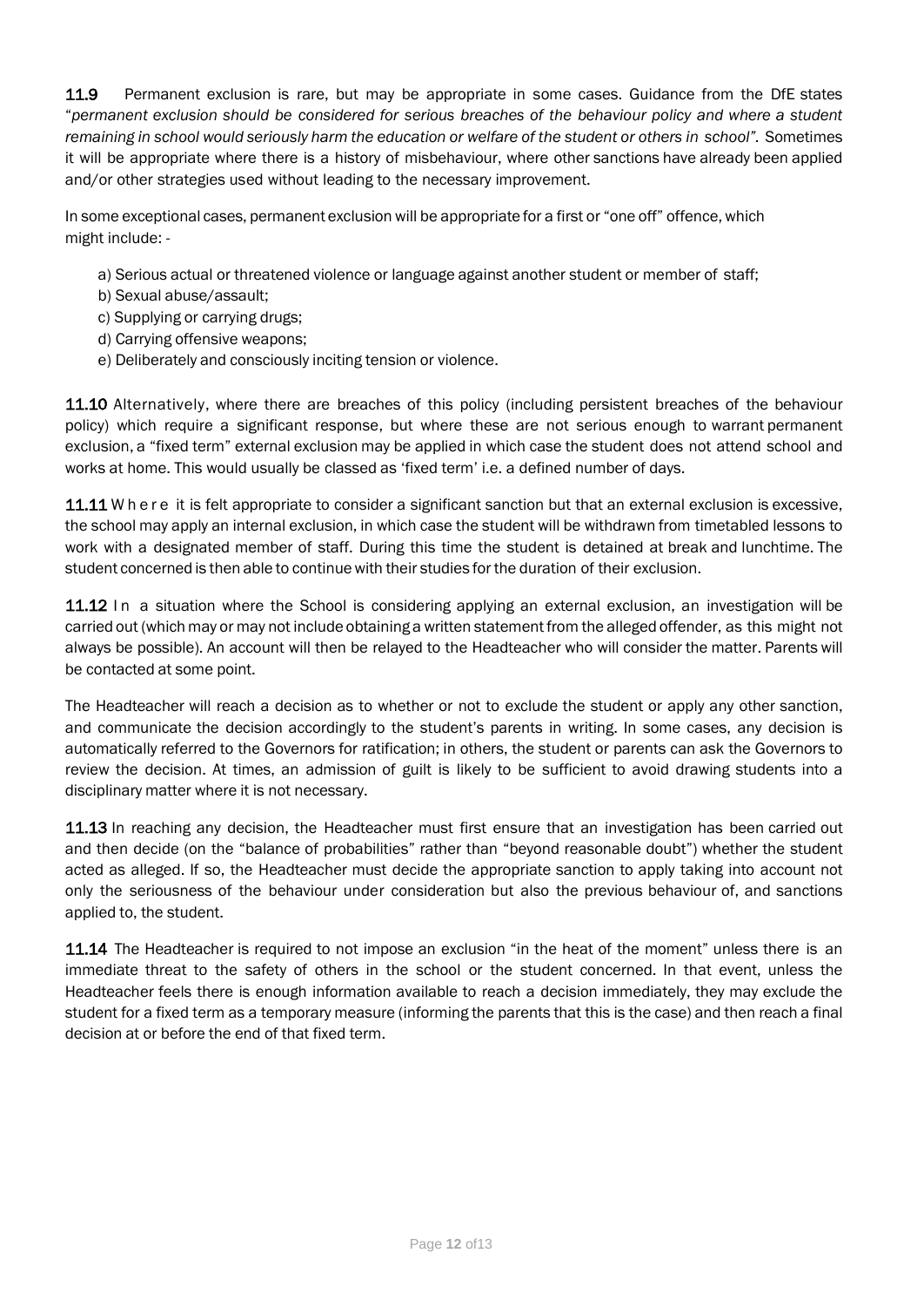**11.9** Permanent exclusion is rare, but may be appropriate in some cases. Guidance from the DfE states "*permanent exclusion should be considered for serious breaches of the behaviour policy and where a student remaining in school would seriously harm the education or welfare of the student or others in school".* Sometimes it will be appropriate where there is a history of misbehaviour, where other sanctions have already been applied and/or other strategies used without leading to the necessary improvement.

In some exceptional cases, permanent exclusion will be appropriate for a first or "one off" offence, which might include: -

a) Serious actual or threatened violence or language against another student or member of staff;
b) Sexual abuse/assault;
c) Supplying or carrying drugs;
d) Carrying offensive weapons;
e) Deliberately and consciously inciting tension or violence.

**11.10** Alternatively, where there are breaches of this policy (including persistent breaches of the behaviour policy) which require a significant response, but where these are not serious enough to warrant permanent exclusion, a "fixed term" external exclusion may be applied in which case the student does not attend school and works at home. This would usually be classed as 'fixed term' i.e. a defined number of days.

**11.11** Where it is felt appropriate to consider a significant sanction but that an external exclusion is excessive, the school may apply an internal exclusion, in which case the student will be withdrawn from timetabled lessons to work with a designated member of staff. During this time the student is detained at break and lunchtime. The student concerned is then able to continue with their studies for the duration of their exclusion.

**11.12** In a situation where the School is considering applying an external exclusion, an investigation will be carried out (which may or may not include obtaining a written statement from the alleged offender, as this might not always be possible). An account will then be relayed to the Headteacher who will consider the matter. Parents will be contacted at some point.

The Headteacher will reach a decision as to whether or not to exclude the student or apply any other sanction, and communicate the decision accordingly to the student's parents in writing. In some cases, any decision is automatically referred to the Governors for ratification; in others, the student or parents can ask the Governors to review the decision. At times, an admission of guilt is likely to be sufficient to avoid drawing students into a disciplinary matter where it is not necessary.

**11.13** In reaching any decision, the Headteacher must first ensure that an investigation has been carried out and then decide (on the "balance of probabilities" rather than "beyond reasonable doubt") whether the student acted as alleged. If so, the Headteacher must decide the appropriate sanction to apply taking into account not only the seriousness of the behaviour under consideration but also the previous behaviour of, and sanctions applied to, the student.

**11.14** The Headteacher is required to not impose an exclusion "in the heat of the moment" unless there is an immediate threat to the safety of others in the school or the student concerned. In that event, unless the Headteacher feels there is enough information available to reach a decision immediately, they may exclude the student for a fixed term as a temporary measure (informing the parents that this is the case) and then reach a final decision at or before the end of that fixed term.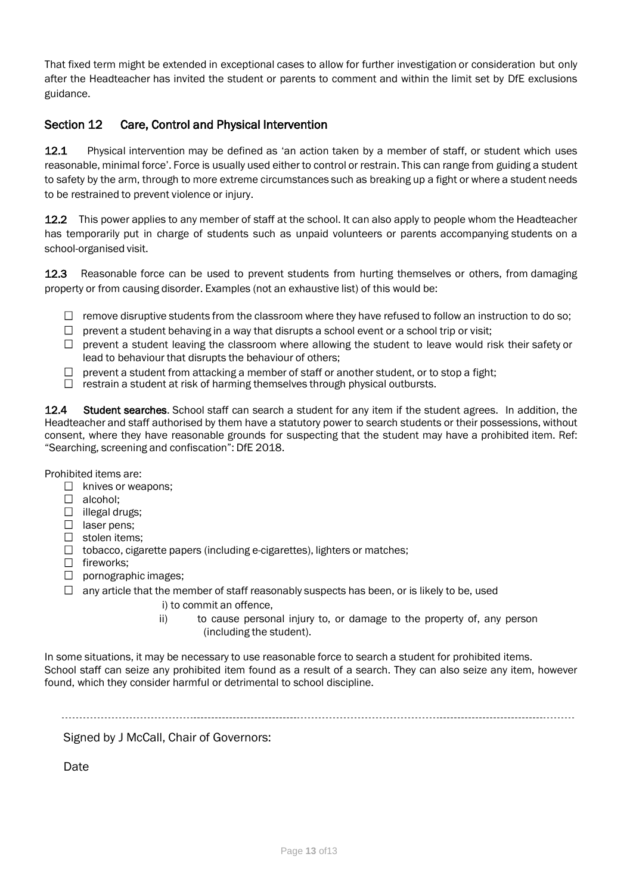That fixed term might be extended in exceptional cases to allow for further investigation or consideration but only after the Headteacher has invited the student or parents to comment and within the limit set by DfE exclusions guidance.

## Section 12 Care, Control and Physical Intervention

**12.1** Physical intervention may be defined as 'an action taken by a member of staff, or student which uses reasonable, minimal force'. Force is usually used either to control or restrain. This can range from guiding a student to safety by the arm, through to more extreme circumstances such as breaking up a fight or where a student needs to be restrained to prevent violence or injury.

**12.2** This power applies to any member of staff at the school. It can also apply to people whom the Headteacher has temporarily put in charge of students such as unpaid volunteers or parents accompanying students on a school-organised visit.

**12.3** Reasonable force can be used to prevent students from hurting themselves or others, from damaging property or from causing disorder. Examples (not an exhaustive list) of this would be:

- ☐ remove disruptive students from the classroom where they have refused to follow an instruction to do so;
- ☐ prevent a student behaving in a way that disrupts a school event or a school trip or visit;
- ☐ prevent a student leaving the classroom where allowing the student to leave would risk their safety or lead to behaviour that disrupts the behaviour of others;
- ☐ prevent a student from attacking a member of staff or another student, or to stop a fight;
- ☐ restrain a student at risk of harming themselves through physical outbursts.

**12.4 Student searches**. School staff can search a student for any item if the student agrees. In addition, the Headteacher and staff authorised by them have a statutory power to search students or their possessions, without consent, where they have reasonable grounds for suspecting that the student may have a prohibited item. Ref: "Searching, screening and confiscation": DfE 2018.

Prohibited items are:

- ☐ knives or weapons;
- ☐ alcohol;
- ☐ illegal drugs;
- ☐ laser pens;
- ☐ stolen items;
- ☐ tobacco, cigarette papers (including e-cigarettes), lighters or matches;
- ☐ fireworks;
- ☐ pornographic images;
- ☐ any article that the member of staff reasonably suspects has been, or is likely to be, used
  - i) to commit an offence,
  - ii) to cause personal injury to, or damage to the property of, any person (including the student).

In some situations, it may be necessary to use reasonable force to search a student for prohibited items.
School staff can seize any prohibited item found as a result of a search. They can also seize any item, however found, which they consider harmful or detrimental to school discipline.

---

Signed by J McCall, Chair of Governors:

Date